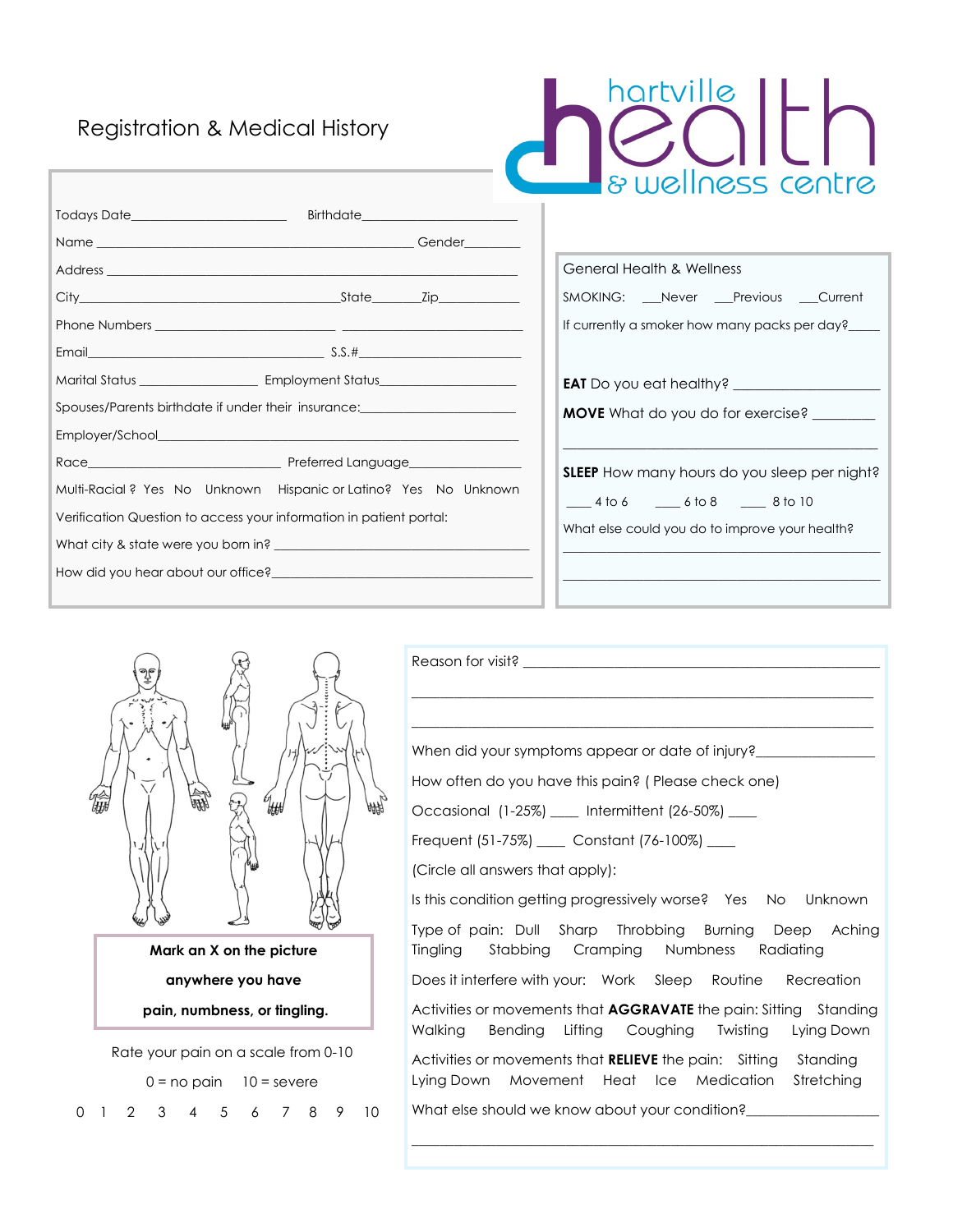# Registration & Medical History

hartville health & wellness centre

Todays Date_______________________ Birthdate_______________________

Name _____________________________________________ Gender________

Address ___________________________________________________________

City_____________________________________State_______Zip___________

Phone Numbers _______________________ _____________________________

Email_________________________________ S.S.#________________________

Marital Status ________________ Employment Status___________________

Spouses/Parents birthdate if under their insurance:______________________

Employer/School_______________________________________________________

Race_____________________________ Preferred Language________________

Multi-Racial ? Yes No Unknown Hispanic or Latino? Yes No Unknown

Verification Question to access your information in patient portal:

What city & state were you born in? ____________________________________

How did you hear about our office?_______________________________________

## General Health & Wellness

SMOKING: ___Never ___Previous ___Current

If currently a smoker how many packs per day?____

**EAT** Do you eat healthy? ___________________

**MOVE** What do you do for exercise? ________

_____________________________________________

**SLEEP** How many hours do you sleep per night?

___ 4 to 6 ___ 6 to 8 ___ 8 to 10

What else could you do to improve your health?

_____________________________________________

_____________________________________________

**Mark an X on the picture anywhere you have pain, numbness, or tingling.**

Rate your pain on a scale from 0-10

0 = no pain 10 = severe

0 1 2 3 4 5 6 7 8 9 10

Reason for visit? ______________________________________________

_______________________________________________________________

_______________________________________________________________

When did your symptoms appear or date of injury?________________

How often do you have this pain? ( Please check one)

Occasional (1-25%) ____ Intermittent (26-50%) ____

Frequent (51-75%) ____ Constant (76-100%) ____

(Circle all answers that apply):

Is this condition getting progressively worse? Yes No Unknown

Type of pain: Dull Sharp Throbbing Burning Deep Aching Tingling Stabbing Cramping Numbness Radiating

Does it interfere with your: Work Sleep Routine Recreation

Activities or movements that **AGGRAVATE** the pain: Sitting Standing Walking Bending Lifting Coughing Twisting Lying Down

Activities or movements that **RELIEVE** the pain: Sitting Standing Lying Down Movement Heat Ice Medication Stretching

What else should we know about your condition?_________________

_______________________________________________________________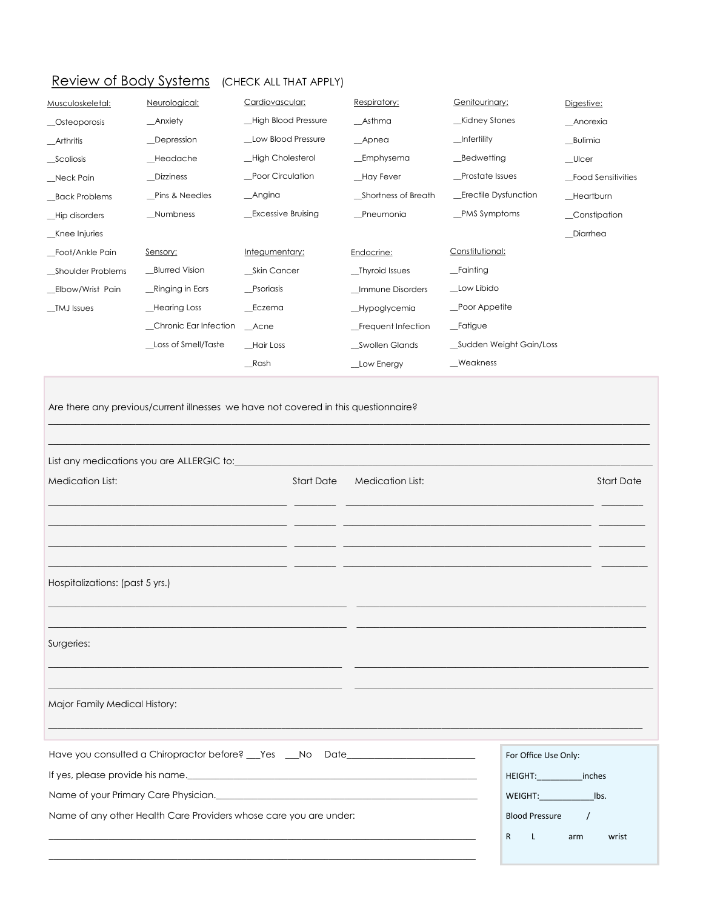## Review of Body Systems (CHECK ALL THAT APPLY)

**Musculoskeletal:**

__Osteoporosis
__Arthritis
__Scoliosis
__Neck Pain
__Back Problems
__Hip disorders
__Knee Injuries
__Foot/Ankle Pain
__Shoulder Problems
__Elbow/Wrist Pain
__TMJ Issues

**Neurological:**

__Anxiety
__Depression
__Headache
__Dizziness
__Pins & Needles
__Numbness

**Cardiovascular:**

__High Blood Pressure
__Low Blood Pressure
__High Cholesterol
__Poor Circulation
__Angina
__Excessive Bruising

**Respiratory:**

__Asthma
__Apnea
__Emphysema
__Hay Fever
__Shortness of Breath
__Pneumonia

**Genitourinary:**

__Kidney Stones
__Infertility
__Bedwetting
__Prostate Issues
__Erectile Dysfunction
__PMS Symptoms

**Digestive:**

__Anorexia
__Bulimia
__Ulcer
__Food Sensitivities
__Heartburn
__Constipation
__Diarrhea

**Sensory:**

__Blurred Vision
__Ringing in Ears
__Hearing Loss
__Chronic Ear Infection
__Loss of Smell/Taste

**Integumentary:**

__Skin Cancer
__Psoriasis
__Eczema
__Acne
__Hair Loss
__Rash

**Endocrine:**

__Thyroid Issues
__Immune Disorders
__Hypoglycemia
__Frequent Infection
__Swollen Glands
__Low Energy

**Constitutional:**

__Fainting
__Low Libido
__Poor Appetite
__Fatigue
__Sudden Weight Gain/Loss
__Weakness

---

Are there any previous/current illnesses we have not covered in this questionnaire?
______________________________________________________________________________
______________________________________________________________________________

List any medications you are ALLERGIC to:______________________________________

| Medication List: | Start Date | Medication List: | Start Date |
|---|---|---|---|
| | | | |
| | | | |
| | | | |
| | | | |

Hospitalizations: (past 5 yrs.)
______________________________________________________________________________
______________________________________________________________________________

Surgeries:
______________________________________________________________________________
______________________________________________________________________________

Major Family Medical History:
______________________________________________________________________________

---

Have you consulted a Chiropractor before? ___Yes ___No Date__________________________

If yes, please provide his name.___________________________________________________

Name of your Primary Care Physician._______________________________________________

Name of any other Health Care Providers whose care you are under:
______________________________________________________________________________
______________________________________________________________________________

**For Office Use Only:**

HEIGHT:__________inches

WEIGHT:____________lbs.

Blood Pressure /

R L arm wrist